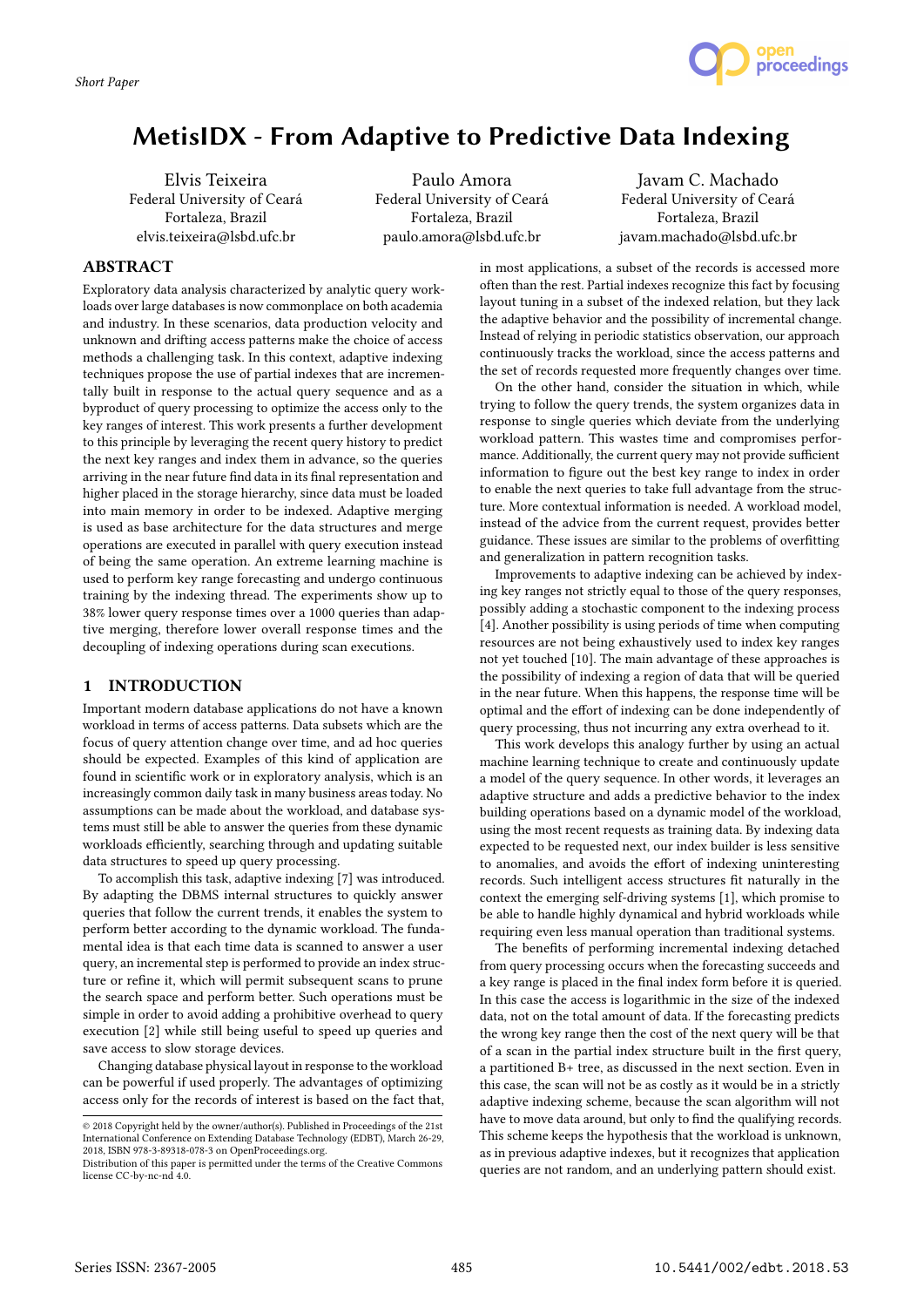Short Paper

# MetisIDX - From Adaptive to Predictive Data Indexing

Elvis Teixeira
Federal University of Ceará
Fortaleza, Brazil
elvis.teixeira@lsbd.ufc.br

Paulo Amora
Federal University of Ceará
Fortaleza, Brazil
paulo.amora@lsbd.ufc.br

Javam C. Machado
Federal University of Ceará
Fortaleza, Brazil
javam.machado@lsbd.ufc.br

## ABSTRACT

Exploratory data analysis characterized by analytic query workloads over large databases is now commonplace on both academia and industry. In these scenarios, data production velocity and unknown and drifting access patterns make the choice of access methods a challenging task. In this context, adaptive indexing techniques propose the use of partial indexes that are incrementally built in response to the actual query sequence and as a byproduct of query processing to optimize the access only to the key ranges of interest. This work presents a further development to this principle by leveraging the recent query history to predict the next key ranges and index them in advance, so the queries arriving in the near future find data in its final representation and higher placed in the storage hierarchy, since data must be loaded into main memory in order to be indexed. Adaptive merging is used as base architecture for the data structures and merge operations are executed in parallel with query execution instead of being the same operation. An extreme learning machine is used to perform key range forecasting and undergo continuous training by the indexing thread. The experiments show up to 38% lower query response times over a 1000 queries than adaptive merging, therefore lower overall response times and the decoupling of indexing operations during scan executions.

## 1 INTRODUCTION

Important modern database applications do not have a known workload in terms of access patterns. Data subsets which are the focus of query attention change over time, and ad hoc queries should be expected. Examples of this kind of application are found in scientific work or in exploratory analysis, which is an increasingly common daily task in many business areas today. No assumptions can be made about the workload, and database systems must still be able to answer the queries from these dynamic workloads efficiently, searching through and updating suitable data structures to speed up query processing.

To accomplish this task, adaptive indexing [7] was introduced. By adapting the DBMS internal structures to quickly answer queries that follow the current trends, it enables the system to perform better according to the dynamic workload. The fundamental idea is that each time data is scanned to answer a user query, an incremental step is performed to provide an index structure or refine it, which will permit subsequent scans to prune the search space and perform better. Such operations must be simple in order to avoid adding a prohibitive overhead to query execution [2] while still being useful to speed up queries and save access to slow storage devices.

Changing database physical layout in response to the workload can be powerful if used properly. The advantages of optimizing access only for the records of interest is based on the fact that, in most applications, a subset of the records is accessed more often than the rest. Partial indexes recognize this fact by focusing layout tuning in a subset of the indexed relation, but they lack the adaptive behavior and the possibility of incremental change. Instead of relying in periodic statistics observation, our approach continuously tracks the workload, since the access patterns and the set of records requested more frequently changes over time.

On the other hand, consider the situation in which, while trying to follow the query trends, the system organizes data in response to single queries which deviate from the underlying workload pattern. This wastes time and compromises performance. Additionally, the current query may not provide sufficient information to figure out the best key range to index in order to enable the next queries to take full advantage from the structure. More contextual information is needed. A workload model, instead of the advice from the current request, provides better guidance. These issues are similar to the problems of overfitting and generalization in pattern recognition tasks.

Improvements to adaptive indexing can be achieved by indexing key ranges not strictly equal to those of the query responses, possibly adding a stochastic component to the indexing process [4]. Another possibility is using periods of time when computing resources are not being exhaustively used to index key ranges not yet touched [10]. The main advantage of these approaches is the possibility of indexing a region of data that will be queried in the near future. When this happens, the response time will be optimal and the effort of indexing can be done independently of query processing, thus not incurring any extra overhead to it.

This work develops this analogy further by using an actual machine learning technique to create and continuously update a model of the query sequence. In other words, it leverages an adaptive structure and adds a predictive behavior to the index building operations based on a dynamic model of the workload, using the most recent requests as training data. By indexing data expected to be requested next, our index builder is less sensitive to anomalies, and avoids the effort of indexing uninteresting records. Such intelligent access structures fit naturally in the context the emerging self-driving systems [1], which promise to be able to handle highly dynamical and hybrid workloads while requiring even less manual operation than traditional systems.

The benefits of performing incremental indexing detached from query processing occurs when the forecasting succeeds and a key range is placed in the final index form before it is queried. In this case the access is logarithmic in the size of the indexed data, not on the total amount of data. If the forecasting predicts the wrong key range then the cost of the next query will be that of a scan in the partial index structure built in the first query, a partitioned B+ tree, as discussed in the next section. Even in this case, the scan will not be as costly as it would be in a strictly adaptive indexing scheme, because the scan algorithm will not have to move data around, but only to find the qualifying records. This scheme keeps the hypothesis that the workload is unknown, as in previous adaptive indexes, but it recognizes that application queries are not random, and an underlying pattern should exist.

© 2018 Copyright held by the owner/author(s). Published in Proceedings of the 21st International Conference on Extending Database Technology (EDBT), March 26-29, 2018, ISBN 978-3-89318-078-3 on OpenProceedings.org.
Distribution of this paper is permitted under the terms of the Creative Commons license CC-by-nc-nd 4.0.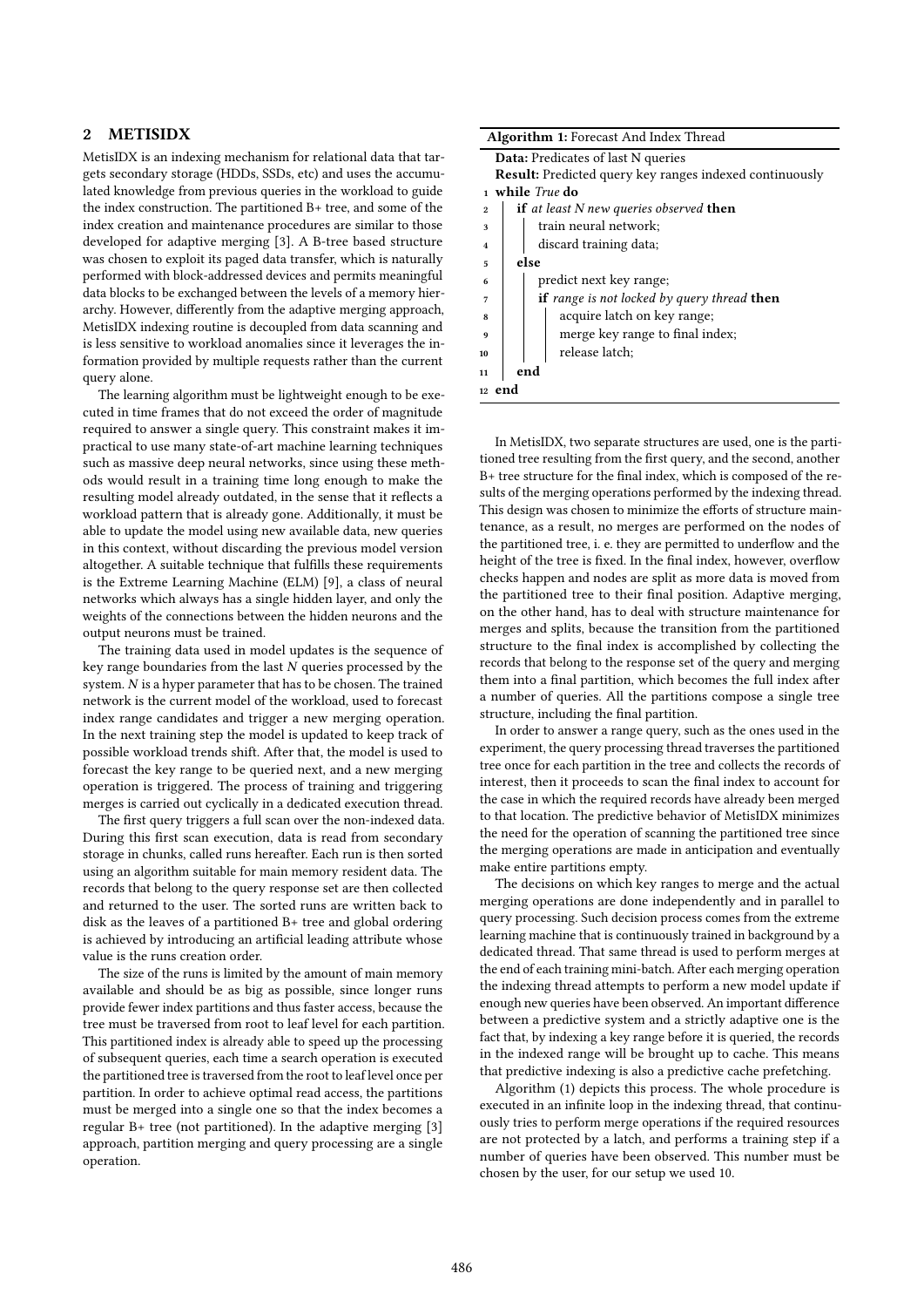## 2 METISIDX

MetisIDX is an indexing mechanism for relational data that targets secondary storage (HDDs, SSDs, etc) and uses the accumulated knowledge from previous queries in the workload to guide the index construction. The partitioned B+ tree, and some of the index creation and maintenance procedures are similar to those developed for adaptive merging [3]. A B-tree based structure was chosen to exploit its paged data transfer, which is naturally performed with block-addressed devices and permits meaningful data blocks to be exchanged between the levels of a memory hierarchy. However, differently from the adaptive merging approach, MetisIDX indexing routine is decoupled from data scanning and is less sensitive to workload anomalies since it leverages the information provided by multiple requests rather than the current query alone.

The learning algorithm must be lightweight enough to be executed in time frames that do not exceed the order of magnitude required to answer a single query. This constraint makes it impractical to use many state-of-art machine learning techniques such as massive deep neural networks, since using these methods would result in a training time long enough to make the resulting model already outdated, in the sense that it reflects a workload pattern that is already gone. Additionally, it must be able to update the model using new available data, new queries in this context, without discarding the previous model version altogether. A suitable technique that fulfills these requirements is the Extreme Learning Machine (ELM) [9], a class of neural networks which always has a single hidden layer, and only the weights of the connections between the hidden neurons and the output neurons must be trained.

The training data used in model updates is the sequence of key range boundaries from the last $N$ queries processed by the system. $N$ is a hyper parameter that has to be chosen. The trained network is the current model of the workload, used to forecast index range candidates and trigger a new merging operation. In the next training step the model is updated to keep track of possible workload trends shift. After that, the model is used to forecast the key range to be queried next, and a new merging operation is triggered. The process of training and triggering merges is carried out cyclically in a dedicated execution thread.

The first query triggers a full scan over the non-indexed data. During this first scan execution, data is read from secondary storage in chunks, called runs hereafter. Each run is then sorted using an algorithm suitable for main memory resident data. The records that belong to the query response set are then collected and returned to the user. The sorted runs are written back to disk as the leaves of a partitioned B+ tree and global ordering is achieved by introducing an artificial leading attribute whose value is the runs creation order.

The size of the runs is limited by the amount of main memory available and should be as big as possible, since longer runs provide fewer index partitions and thus faster access, because the tree must be traversed from root to leaf level for each partition. This partitioned index is already able to speed up the processing of subsequent queries, each time a search operation is executed the partitioned tree is traversed from the root to leaf level once per partition. In order to achieve optimal read access, the partitions must be merged into a single one so that the index becomes a regular B+ tree (not partitioned). In the adaptive merging [3] approach, partition merging and query processing are a single operation.

**Algorithm 1:** Forecast And Index Thread

**Data:** Predicates of last N queries
**Result:** Predicted query key ranges indexed continuously

```
1  while True do
2      if at least N new queries observed then
3          train neural network;
4          discard training data;
5      else
6          predict next key range;
7          if range is not locked by query thread then
8              acquire latch on key range;
9              merge key range to final index;
10             release latch;
11     end
12 end
```

In MetisIDX, two separate structures are used, one is the partitioned tree resulting from the first query, and the second, another B+ tree structure for the final index, which is composed of the results of the merging operations performed by the indexing thread. This design was chosen to minimize the efforts of structure maintenance, as a result, no merges are performed on the nodes of the partitioned tree, i. e. they are permitted to underflow and the height of the tree is fixed. In the final index, however, overflow checks happen and nodes are split as more data is moved from the partitioned tree to their final position. Adaptive merging, on the other hand, has to deal with structure maintenance for merges and splits, because the transition from the partitioned structure to the final index is accomplished by collecting the records that belong to the response set of the query and merging them into a final partition, which becomes the full index after a number of queries. All the partitions compose a single tree structure, including the final partition.

In order to answer a range query, such as the ones used in the experiment, the query processing thread traverses the partitioned tree once for each partition in the tree and collects the records of interest, then it proceeds to scan the final index to account for the case in which the required records have already been merged to that location. The predictive behavior of MetisIDX minimizes the need for the operation of scanning the partitioned tree since the merging operations are made in anticipation and eventually make entire partitions empty.

The decisions on which key ranges to merge and the actual merging operations are done independently and in parallel to query processing. Such decision process comes from the extreme learning machine that is continuously trained in background by a dedicated thread. That same thread is used to perform merges at the end of each training mini-batch. After each merging operation the indexing thread attempts to perform a new model update if enough new queries have been observed. An important difference between a predictive system and a strictly adaptive one is the fact that, by indexing a key range before it is queried, the records in the indexed range will be brought up to cache. This means that predictive indexing is also a predictive cache prefetching.

Algorithm (1) depicts this process. The whole procedure is executed in an infinite loop in the indexing thread, that continuously tries to perform merge operations if the required resources are not protected by a latch, and performs a training step if a number of queries have been observed. This number must be chosen by the user, for our setup we used 10.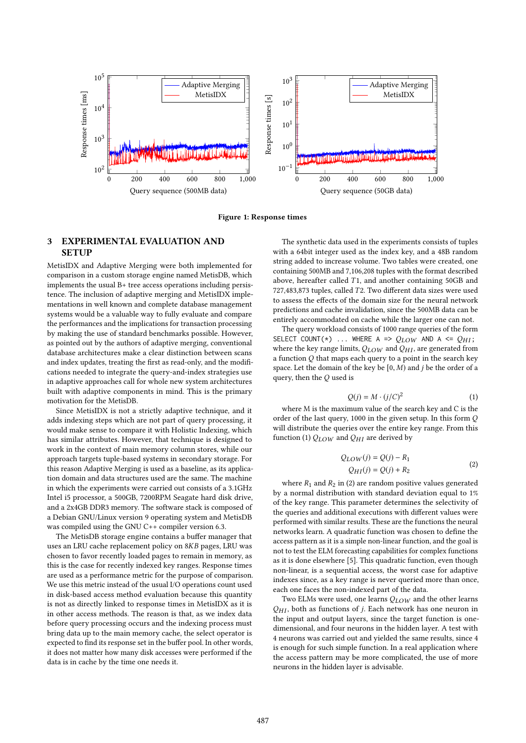Figure 1: Response times

## 3 EXPERIMENTAL EVALUATION AND SETUP

MetisIDX and Adaptive Merging were both implemented for comparison in a custom storage engine named MetisDB, which implements the usual B+ tree access operations including persistence. The inclusion of adaptive merging and MetisIDX implementations in well known and complete database management systems would be a valuable way to fully evaluate and compare the performances and the implications for transaction processing by making the use of standard benchmarks possible. However, as pointed out by the authors of adaptive merging, conventional database architectures make a clear distinction between scans and index updates, treating the first as read-only, and the modifications needed to integrate the query-and-index strategies use in adaptive approaches call for whole new system architectures built with adaptive components in mind. This is the primary motivation for the MetisDB.

Since MetisIDX is not a strictly adaptive technique, and it adds indexing steps which are not part of query processing, it would make sense to compare it with Holistic Indexing, which has similar attributes. However, that technique is designed to work in the context of main memory column stores, while our approach targets tuple-based systems in secondary storage. For this reason Adaptive Merging is used as a baseline, as its application domain and data structures used are the same. The machine in which the experiments were carried out consists of a 3.1GHz Intel i5 processor, a 500GB, 7200RPM Seagate hard disk drive, and a 2x4GB DDR3 memory. The software stack is composed of a Debian GNU/Linux version 9 operating system and MetisDB was compiled using the GNU C++ compiler version 6.3.

The MetisDB storage engine contains a buffer manager that uses an LRU cache replacement policy on 8*KB* pages, LRU was chosen to favor recently loaded pages to remain in memory, as this is the case for recently indexed key ranges. Response times are used as a performance metric for the purpose of comparison. We use this metric instead of the usual I/O operations count used in disk-based access method evaluation because this quantity is not as directly linked to response times in MetisIDX as it is in other access methods. The reason is that, as we index data before query processing occurs and the indexing process must bring data up to the main memory cache, the select operator is expected to find its response set in the buffer pool. In other words, it does not matter how many disk accesses were performed if the data is in cache by the time one needs it.

The synthetic data used in the experiments consists of tuples with a 64bit integer used as the index key, and a 48B random string added to increase volume. Two tables were created, one containing 500MB and 7,106,208 tuples with the format described above, hereafter called $T1$, and another containing 50GB and 727,483,873 tuples, called $T2$. Two different data sizes were used to assess the effects of the domain size for the neural network predictions and cache invalidation, since the 500MB data can be entirely accommodated on cache while the larger one can not.

The query workload consists of 1000 range queries of the form `SELECT COUNT(*) ... WHERE A => ` $Q_{LOW}$ `AND A <=` $Q_{HI}$`;` where the key range limits, $Q_{LOW}$ and $Q_{HI}$, are generated from a function $Q$ that maps each query to a point in the search key space. Let the domain of the key be $[0, M)$ and $j$ be the order of a query, then the $Q$ used is

$$Q(j) = M \cdot (j/C)^2 \tag{1}$$

where M is the maximum value of the search key and C is the order of the last query, 1000 in the given setup. In this form $Q$ will distribute the queries over the entire key range. From this function (1) $Q_{LOW}$ and $Q_{HI}$ are derived by

$$\begin{aligned} Q_{LOW}(j) &= Q(j) - R_1 \\ Q_{HI}(j) &= Q(j) + R_2 \end{aligned} \tag{2}$$

where $R_1$ and $R_2$ in (2) are random positive values generated by a normal distribution with standard deviation equal to 1% of the key range. This parameter determines the selectivity of the queries and additional executions with different values were performed with similar results. These are the functions the neural networks learn. A quadratic function was chosen to define the access pattern as it is a simple non-linear function, and the goal is not to test the ELM forecasting capabilities for complex functions as it is done elsewhere [5]. This quadratic function, even though non-linear, is a sequential access, the worst case for adaptive indexes since, as a key range is never queried more than once, each one faces the non-indexed part of the data.

Two ELMs were used, one learns $Q_{LOW}$ and the other learns $Q_{HI}$, both as functions of $j$. Each network has one neuron in the input and output layers, since the target function is one-dimensional, and four neurons in the hidden layer. A test with 4 neurons was carried out and yielded the same results, since 4 is enough for such simple function. In a real application where the access pattern may be more complicated, the use of more neurons in the hidden layer is advisable.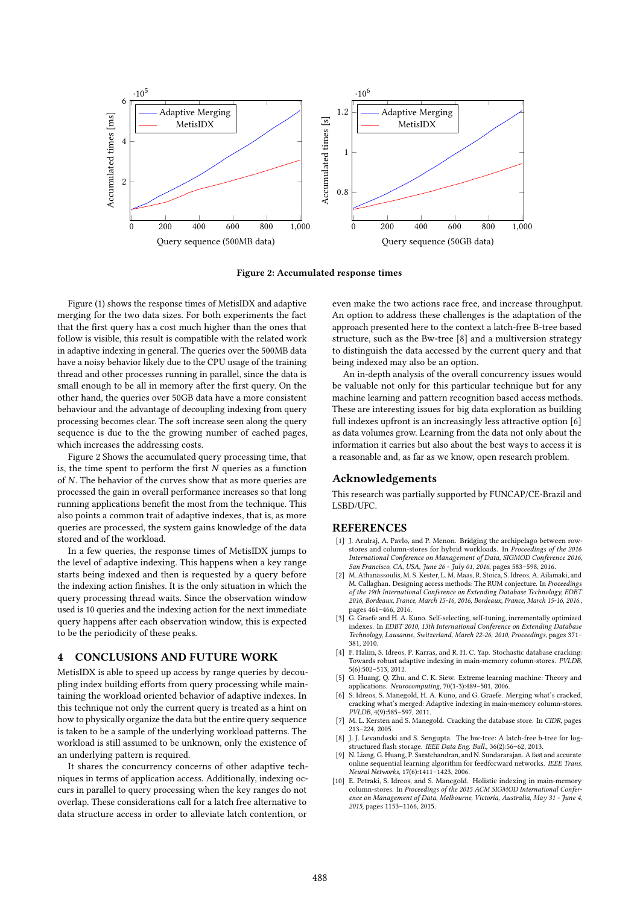$\cdot 10^5$

6

4

2

Accumulated times [ms]

0 200 400 600 800 1,000

Query sequence (500MB data)

Adaptive Merging
MetisIDX

$\cdot 10^6$

1.2

1

0.8

Accumulated times [s]

0 200 400 600 800 1,000

Query sequence (50GB data)

Adaptive Merging
MetisIDX

**Figure 2: Accumulated response times**

Figure (1) shows the response times of MetisIDX and adaptive merging for the two data sizes. For both experiments the fact that the first query has a cost much higher than the ones that follow is visible, this result is compatible with the related work in adaptive indexing in general. The queries over the 500MB data have a noisy behavior likely due to the CPU usage of the training thread and other processes running in parallel, since the data is small enough to be all in memory after the first query. On the other hand, the queries over 50GB data have a more consistent behaviour and the advantage of decoupling indexing from query processing becomes clear. The soft increase seen along the query sequence is due to the the growing number of cached pages, which increases the addressing costs.

Figure 2 Shows the accumulated query processing time, that is, the time spent to perform the first $N$ queries as a function of $N$. The behavior of the curves show that as more queries are processed the gain in overall performance increases so that long running applications benefit the most from the technique. This also points a common trait of adaptive indexes, that is, as more queries are processed, the system gains knowledge of the data stored and of the workload.

In a few queries, the response times of MetisIDX jumps to the level of adaptive indexing. This happens when a key range starts being indexed and then is requested by a query before the indexing action finishes. It is the only situation in which the query processing thread waits. Since the observation window used is 10 queries and the indexing action for the next immediate query happens after each observation window, this is expected to be the periodicity of these peaks.

## 4 CONCLUSIONS AND FUTURE WORK

MetisIDX is able to speed up access by range queries by decoupling index building efforts from query processing while maintaining the workload oriented behavior of adaptive indexes. In this technique not only the current query is treated as a hint on how to physically organize the data but the entire query sequence is taken to be a sample of the underlying workload patterns. The workload is still assumed to be unknown, only the existence of an underlying pattern is required.

It shares the concurrency concerns of other adaptive techniques in terms of application access. Additionally, indexing occurs in parallel to query processing when the key ranges do not overlap. These considerations call for a latch free alternative to data structure access in order to alleviate latch contention, or even make the two actions race free, and increase throughput. An option to address these challenges is the adaptation of the approach presented here to the context a latch-free B-tree based structure, such as the Bw-tree [8] and a multiversion strategy to distinguish the data accessed by the current query and that being indexed may also be an option.

An in-depth analysis of the overall concurrency issues would be valuable not only for this particular technique but for any machine learning and pattern recognition based access methods. These are interesting issues for big data exploration as building full indexes upfront is an increasingly less attractive option [6] as data volumes grow. Learning from the data not only about the information it carries but also about the best ways to access it is a reasonable and, as far as we know, open research problem.

## Acknowledgements

This research was partially supported by FUNCAP/CE-Brazil and LSBD/UFC.

## REFERENCES

[1] J. Arulraj, A. Pavlo, and P. Menon. Bridging the archipelago between row-stores and column-stores for hybrid workloads. In *Proceedings of the 2016 International Conference on Management of Data, SIGMOD Conference 2016, San Francisco, CA, USA, June 26 - July 01, 2016*, pages 583–598, 2016.

[2] M. Athanassoulis, M. S. Kester, L. M. Maas, R. Stoica, S. Idreos, A. Ailamaki, and M. Callaghan. Designing access methods: The RUM conjecture. In *Proceedings of the 19th International Conference on Extending Database Technology, EDBT 2016, Bordeaux, France, March 15-16, 2016, Bordeaux, France, March 15-16, 2016.*, pages 461–466, 2016.

[3] G. Graefe and H. A. Kuno. Self-selecting, self-tuning, incrementally optimized indexes. In *EDBT 2010, 13th International Conference on Extending Database Technology, Lausanne, Switzerland, March 22-26, 2010, Proceedings*, pages 371–381, 2010.

[4] F. Halim, S. Idreos, P. Karras, and R. H. C. Yap. Stochastic database cracking: Towards robust adaptive indexing in main-memory column-stores. *PVLDB*, 5(6):502–513, 2012.

[5] G. Huang, Q. Zhu, and C. K. Siew. Extreme learning machine: Theory and applications. *Neurocomputing*, 70(1-3):489–501, 2006.

[6] S. Idreos, S. Manegold, H. A. Kuno, and G. Graefe. Merging what's cracked, cracking what's merged: Adaptive indexing in main-memory column-stores. *PVLDB*, 4(9):585–597, 2011.

[7] M. L. Kersten and S. Manegold. Cracking the database store. In *CIDR*, pages 213–224, 2005.

[8] J. J. Levandoski and S. Sengupta. The bw-tree: A latch-free b-tree for log-structured flash storage. *IEEE Data Eng. Bull.*, 36(2):56–62, 2013.

[9] N. Liang, G. Huang, P. Saratchandran, and N. Sundararajan. A fast and accurate online sequential learning algorithm for feedforward networks. *IEEE Trans. Neural Networks*, 17(6):1411–1423, 2006.

[10] E. Petraki, S. Idreos, and S. Manegold. Holistic indexing in main-memory column-stores. In *Proceedings of the 2015 ACM SIGMOD International Conference on Management of Data, Melbourne, Victoria, Australia, May 31 - June 4, 2015*, pages 1153–1166, 2015.